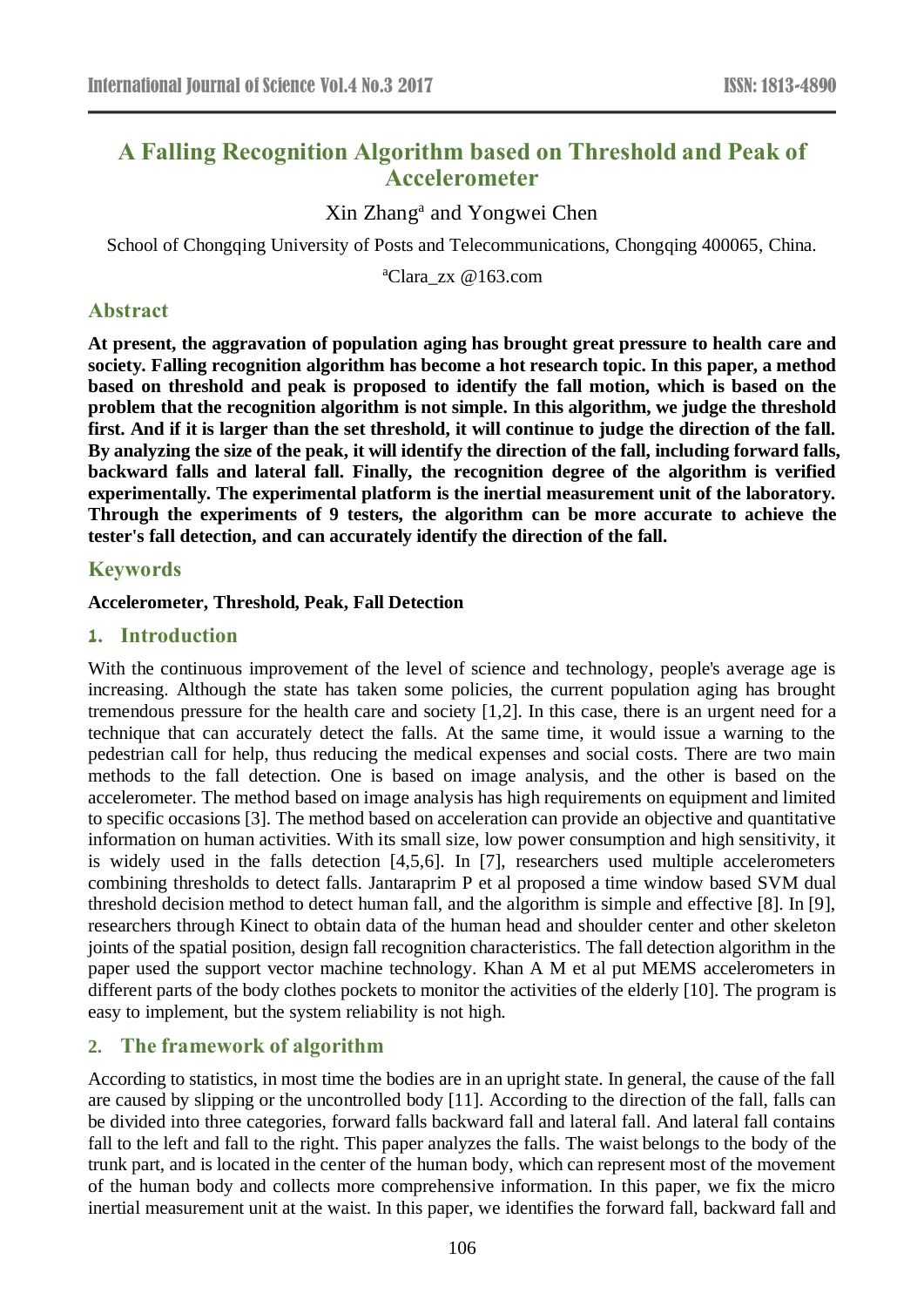# A Falling Recognition Algorithm based on Threshold and Peak of Accelerometer

Xin Zhang[a] and Yongwei Chen

School of Chongqing University of Posts and Telecommunications, Chongqing 400065, China.

[a]Clara_zx @163.com

## Abstract

**At present, the aggravation of population aging has brought great pressure to health care and society. Falling recognition algorithm has become a hot research topic. In this paper, a method based on threshold and peak is proposed to identify the fall motion, which is based on the problem that the recognition algorithm is not simple. In this algorithm, we judge the threshold first. And if it is larger than the set threshold, it will continue to judge the direction of the fall. By analyzing the size of the peak, it will identify the direction of the fall, including forward falls, backward falls and lateral fall. Finally, the recognition degree of the algorithm is verified experimentally. The experimental platform is the inertial measurement unit of the laboratory. Through the experiments of 9 testers, the algorithm can be more accurate to achieve the tester's fall detection, and can accurately identify the direction of the fall.**

## Keywords

**Accelerometer, Threshold, Peak, Fall Detection**

## 1. Introduction

With the continuous improvement of the level of science and technology, people's average age is increasing. Although the state has taken some policies, the current population aging has brought tremendous pressure for the health care and society [1,2]. In this case, there is an urgent need for a technique that can accurately detect the falls. At the same time, it would issue a warning to the pedestrian call for help, thus reducing the medical expenses and social costs. There are two main methods to the fall detection. One is based on image analysis, and the other is based on the accelerometer. The method based on image analysis has high requirements on equipment and limited to specific occasions [3]. The method based on acceleration can provide an objective and quantitative information on human activities. With its small size, low power consumption and high sensitivity, it is widely used in the falls detection [4,5,6]. In [7], researchers used multiple accelerometers combining thresholds to detect falls. Jantaraprim P et al proposed a time window based SVM dual threshold decision method to detect human fall, and the algorithm is simple and effective [8]. In [9], researchers through Kinect to obtain data of the human head and shoulder center and other skeleton joints of the spatial position, design fall recognition characteristics. The fall detection algorithm in the paper used the support vector machine technology. Khan A M et al put MEMS accelerometers in different parts of the body clothes pockets to monitor the activities of the elderly [10]. The program is easy to implement, but the system reliability is not high.

## 2. The framework of algorithm

According to statistics, in most time the bodies are in an upright state. In general, the cause of the fall are caused by slipping or the uncontrolled body [11]. According to the direction of the fall, falls can be divided into three categories, forward falls backward fall and lateral fall. And lateral fall contains fall to the left and fall to the right. This paper analyzes the falls. The waist belongs to the body of the trunk part, and is located in the center of the human body, which can represent most of the movement of the human body and collects more comprehensive information. In this paper, we fix the micro inertial measurement unit at the waist. In this paper, we identifies the forward fall, backward fall and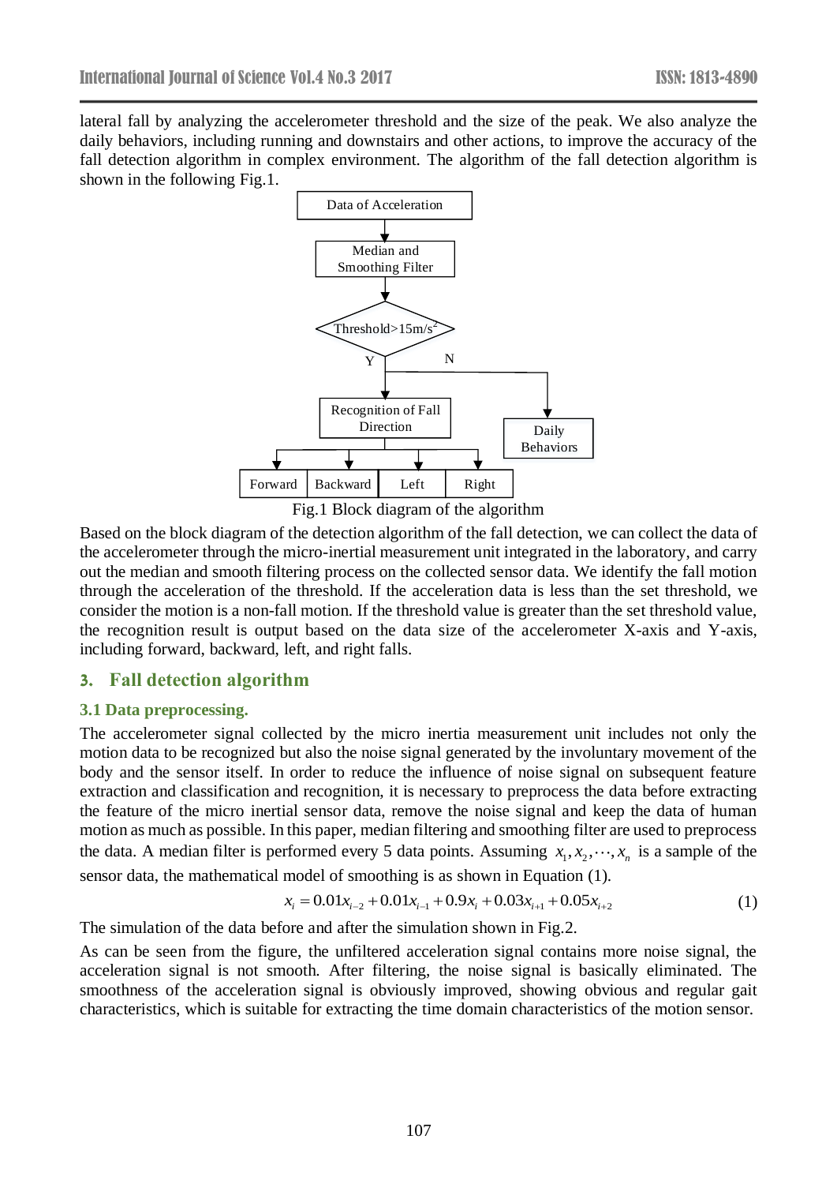lateral fall by analyzing the accelerometer threshold and the size of the peak. We also analyze the daily behaviors, including running and downstairs and other actions, to improve the accuracy of the fall detection algorithm in complex environment. The algorithm of the fall detection algorithm is shown in the following Fig.1.

Fig.1 Block diagram of the algorithm

Based on the block diagram of the detection algorithm of the fall detection, we can collect the data of the accelerometer through the micro-inertial measurement unit integrated in the laboratory, and carry out the median and smooth filtering process on the collected sensor data. We identify the fall motion through the acceleration of the threshold. If the acceleration data is less than the set threshold, we consider the motion is a non-fall motion. If the threshold value is greater than the set threshold value, the recognition result is output based on the data size of the accelerometer X-axis and Y-axis, including forward, backward, left, and right falls.

## 3. Fall detection algorithm

### 3.1 Data preprocessing.

The accelerometer signal collected by the micro inertia measurement unit includes not only the motion data to be recognized but also the noise signal generated by the involuntary movement of the body and the sensor itself. In order to reduce the influence of noise signal on subsequent feature extraction and classification and recognition, it is necessary to preprocess the data before extracting the feature of the micro inertial sensor data, remove the noise signal and keep the data of human motion as much as possible. In this paper, median filtering and smoothing filter are used to preprocess the data. A median filter is performed every 5 data points. Assuming $x_1, x_2, \cdots, x_n$ is a sample of the sensor data, the mathematical model of smoothing is as shown in Equation (1).

$$x_i = 0.01x_{i-2} + 0.01x_{i-1} + 0.9x_i + 0.03x_{i+1} + 0.05x_{i+2} \tag{1}$$

The simulation of the data before and after the simulation shown in Fig.2.

As can be seen from the figure, the unfiltered acceleration signal contains more noise signal, the acceleration signal is not smooth. After filtering, the noise signal is basically eliminated. The smoothness of the acceleration signal is obviously improved, showing obvious and regular gait characteristics, which is suitable for extracting the time domain characteristics of the motion sensor.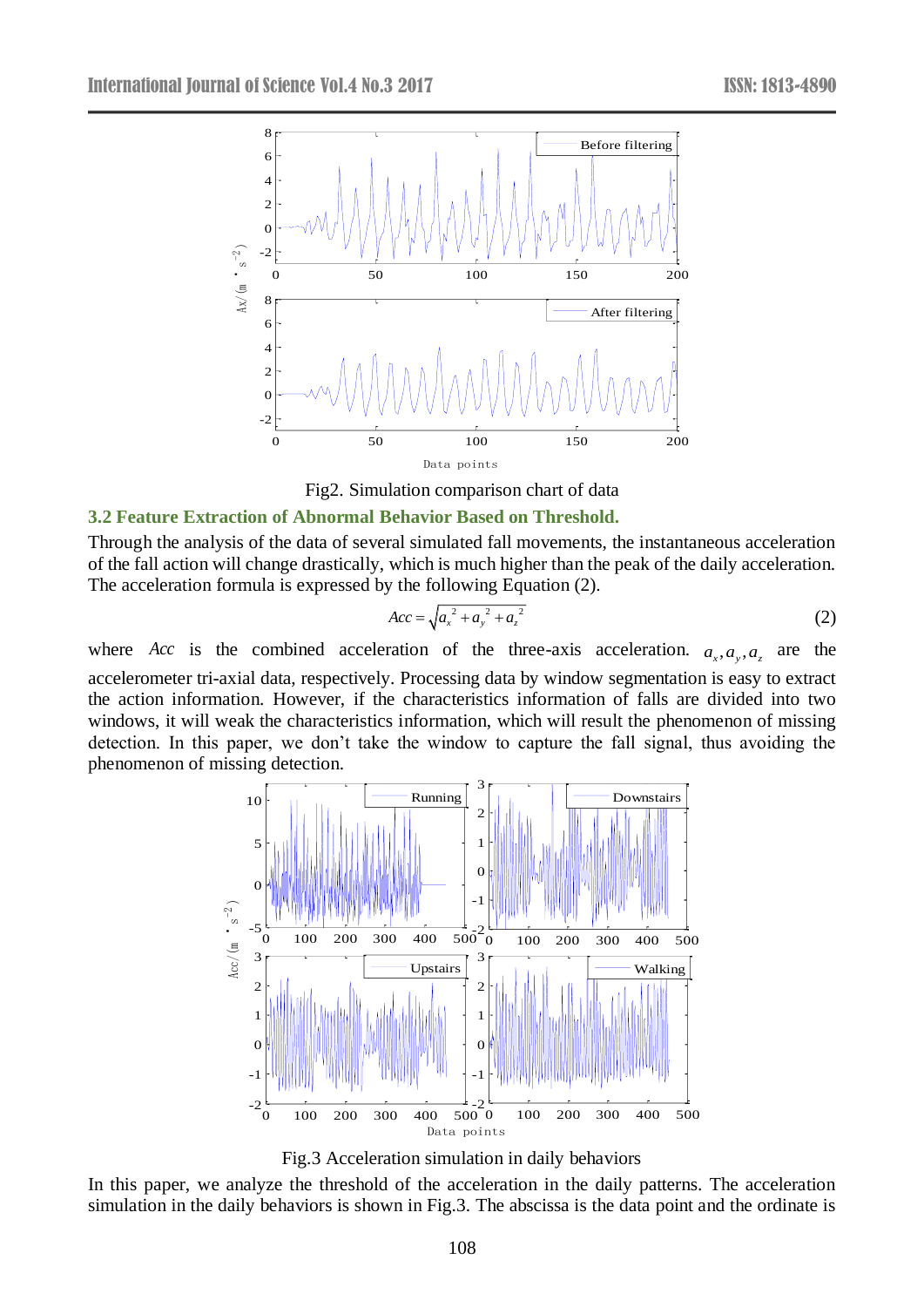Fig2. Simulation comparison chart of data

### 3.2 Feature Extraction of Abnormal Behavior Based on Threshold.

Through the analysis of the data of several simulated fall movements, the instantaneous acceleration of the fall action will change drastically, which is much higher than the peak of the daily acceleration. The acceleration formula is expressed by the following Equation (2).

$$Acc = \sqrt{a_x^{\ 2} + a_y^{\ 2} + a_z^{\ 2}} \tag{2}$$

where $Acc$ is the combined acceleration of the three-axis acceleration. $a_x, a_y, a_z$ are the accelerometer tri-axial data, respectively. Processing data by window segmentation is easy to extract the action information. However, if the characteristics information of falls are divided into two windows, it will weak the characteristics information, which will result the phenomenon of missing detection. In this paper, we don't take the window to capture the fall signal, thus avoiding the phenomenon of missing detection.

Fig.3 Acceleration simulation in daily behaviors

In this paper, we analyze the threshold of the acceleration in the daily patterns. The acceleration simulation in the daily behaviors is shown in Fig.3. The abscissa is the data point and the ordinate is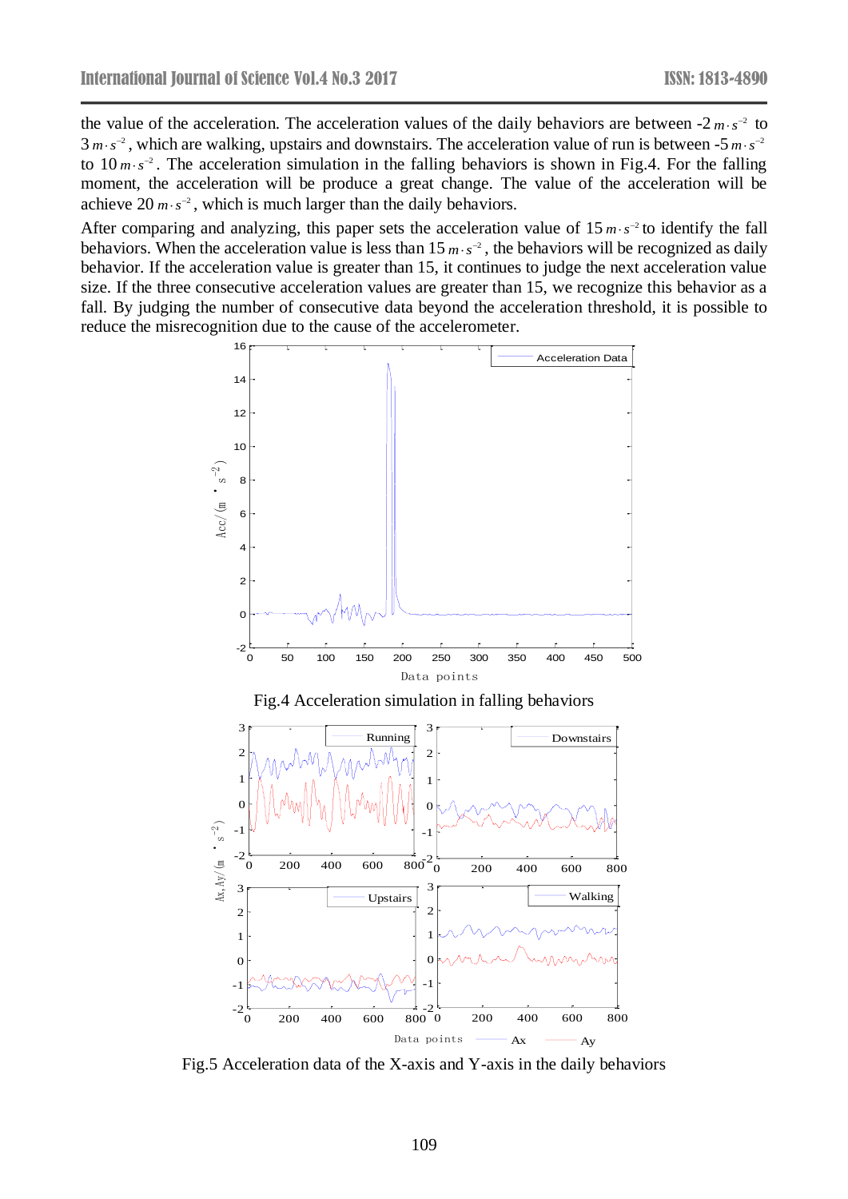the value of the acceleration. The acceleration values of the daily behaviors are between -2 $m \cdot s^{-2}$ to 3 $m \cdot s^{-2}$, which are walking, upstairs and downstairs. The acceleration value of run is between -5 $m \cdot s^{-2}$ to 10 $m \cdot s^{-2}$. The acceleration simulation in the falling behaviors is shown in Fig.4. For the falling moment, the acceleration will be produce a great change. The value of the acceleration will be achieve 20 $m \cdot s^{-2}$, which is much larger than the daily behaviors.

After comparing and analyzing, this paper sets the acceleration value of 15 $m \cdot s^{-2}$ to identify the fall behaviors. When the acceleration value is less than 15 $m \cdot s^{-2}$, the behaviors will be recognized as daily behavior. If the acceleration value is greater than 15, it continues to judge the next acceleration value size. If the three consecutive acceleration values are greater than 15, we recognize this behavior as a fall. By judging the number of consecutive data beyond the acceleration threshold, it is possible to reduce the misrecognition due to the cause of the accelerometer.

Fig.4 Acceleration simulation in falling behaviors

Fig.5 Acceleration data of the X-axis and Y-axis in the daily behaviors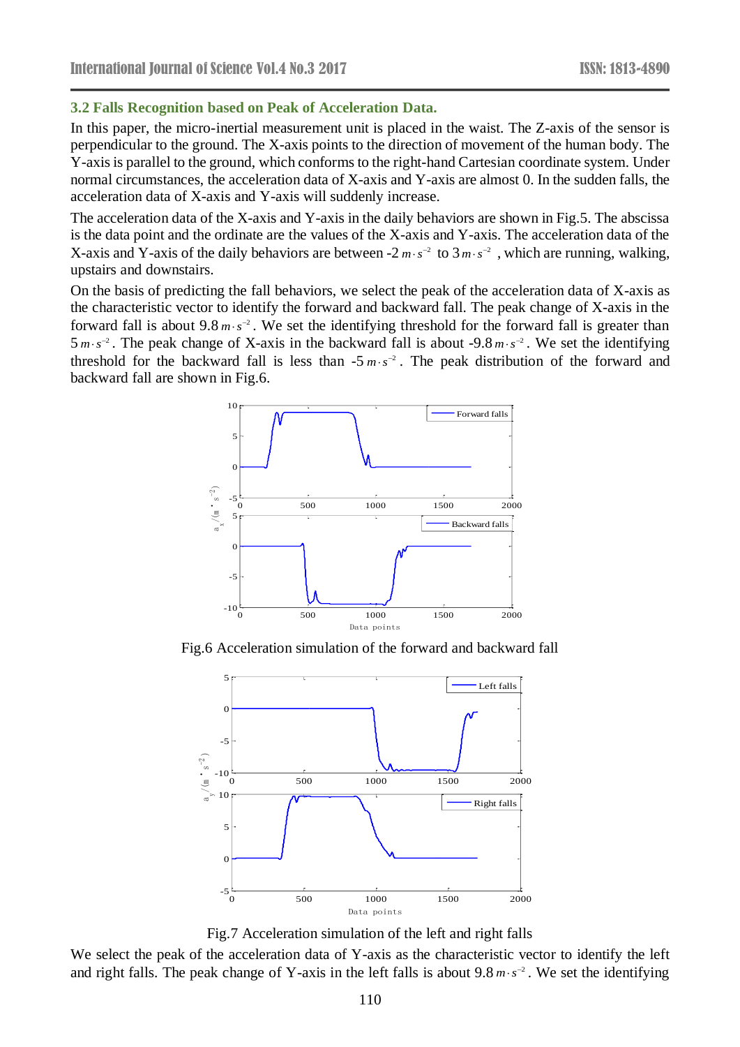### 3.2 Falls Recognition based on Peak of Acceleration Data.

In this paper, the micro-inertial measurement unit is placed in the waist. The Z-axis of the sensor is perpendicular to the ground. The X-axis points to the direction of movement of the human body. The Y-axis is parallel to the ground, which conforms to the right-hand Cartesian coordinate system. Under normal circumstances, the acceleration data of X-axis and Y-axis are almost 0. In the sudden falls, the acceleration data of X-axis and Y-axis will suddenly increase.

The acceleration data of the X-axis and Y-axis in the daily behaviors are shown in Fig.5. The abscissa is the data point and the ordinate are the values of the X-axis and Y-axis. The acceleration data of the X-axis and Y-axis of the daily behaviors are between -2 $m \cdot s^{-2}$ to 3 $m \cdot s^{-2}$ , which are running, walking, upstairs and downstairs.

On the basis of predicting the fall behaviors, we select the peak of the acceleration data of X-axis as the characteristic vector to identify the forward and backward fall. The peak change of X-axis in the forward fall is about 9.8 $m \cdot s^{-2}$. We set the identifying threshold for the forward fall is greater than 5 $m \cdot s^{-2}$. The peak change of X-axis in the backward fall is about -9.8 $m \cdot s^{-2}$. We set the identifying threshold for the backward fall is less than -5 $m \cdot s^{-2}$. The peak distribution of the forward and backward fall are shown in Fig.6.

Fig.6 Acceleration simulation of the forward and backward fall

Fig.7 Acceleration simulation of the left and right falls

We select the peak of the acceleration data of Y-axis as the characteristic vector to identify the left and right falls. The peak change of Y-axis in the left falls is about 9.8 $m \cdot s^{-2}$. We set the identifying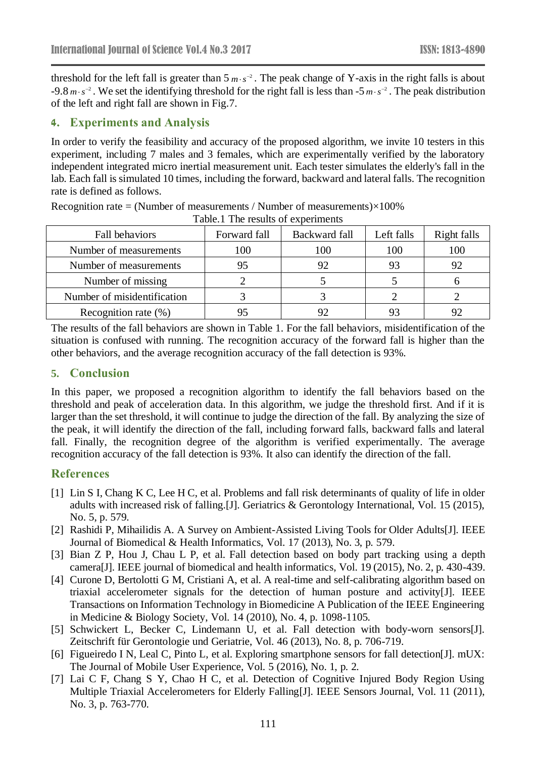threshold for the left fall is greater than 5 $m \cdot s^{-2}$. The peak change of Y-axis in the right falls is about -9.8 $m \cdot s^{-2}$. We set the identifying threshold for the right fall is less than -5 $m \cdot s^{-2}$. The peak distribution of the left and right fall are shown in Fig.7.

## 4. Experiments and Analysis

In order to verify the feasibility and accuracy of the proposed algorithm, we invite 10 testers in this experiment, including 7 males and 3 females, which are experimentally verified by the laboratory independent integrated micro inertial measurement unit. Each tester simulates the elderly's fall in the lab. Each fall is simulated 10 times, including the forward, backward and lateral falls. The recognition rate is defined as follows.

Recognition rate = (Number of measurements / Number of measurements)×100%

Table.1 The results of experiments

| Fall behaviors | Forward fall | Backward fall | Left falls | Right falls |
|---|---|---|---|---|
| Number of measurements | 100 | 100 | 100 | 100 |
| Number of measurements | 95 | 92 | 93 | 92 |
| Number of missing | 2 | 5 | 5 | 6 |
| Number of misidentification | 3 | 3 | 2 | 2 |
| Recognition rate (%) | 95 | 92 | 93 | 92 |

The results of the fall behaviors are shown in Table 1. For the fall behaviors, misidentification of the situation is confused with running. The recognition accuracy of the forward fall is higher than the other behaviors, and the average recognition accuracy of the fall detection is 93%.

## 5. Conclusion

In this paper, we proposed a recognition algorithm to identify the fall behaviors based on the threshold and peak of acceleration data. In this algorithm, we judge the threshold first. And if it is larger than the set threshold, it will continue to judge the direction of the fall. By analyzing the size of the peak, it will identify the direction of the fall, including forward falls, backward falls and lateral fall. Finally, the recognition degree of the algorithm is verified experimentally. The average recognition accuracy of the fall detection is 93%. It also can identify the direction of the fall.

## References

[1] Lin S I, Chang K C, Lee H C, et al. Problems and fall risk determinants of quality of life in older adults with increased risk of falling.[J]. Geriatrics & Gerontology International, Vol. 15 (2015), No. 5, p. 579.

[2] Rashidi P, Mihailidis A. A Survey on Ambient-Assisted Living Tools for Older Adults[J]. IEEE Journal of Biomedical & Health Informatics, Vol. 17 (2013), No. 3, p. 579.

[3] Bian Z P, Hou J, Chau L P, et al. Fall detection based on body part tracking using a depth camera[J]. IEEE journal of biomedical and health informatics, Vol. 19 (2015), No. 2, p. 430-439.

[4] Curone D, Bertolotti G M, Cristiani A, et al. A real-time and self-calibrating algorithm based on triaxial accelerometer signals for the detection of human posture and activity[J]. IEEE Transactions on Information Technology in Biomedicine A Publication of the IEEE Engineering in Medicine & Biology Society, Vol. 14 (2010), No. 4, p. 1098-1105.

[5] Schwickert L, Becker C, Lindemann U, et al. Fall detection with body-worn sensors[J]. Zeitschrift für Gerontologie und Geriatrie, Vol. 46 (2013), No. 8, p. 706-719.

[6] Figueiredo I N, Leal C, Pinto L, et al. Exploring smartphone sensors for fall detection[J]. mUX: The Journal of Mobile User Experience, Vol. 5 (2016), No. 1, p. 2.

[7] Lai C F, Chang S Y, Chao H C, et al. Detection of Cognitive Injured Body Region Using Multiple Triaxial Accelerometers for Elderly Falling[J]. IEEE Sensors Journal, Vol. 11 (2011), No. 3, p. 763-770.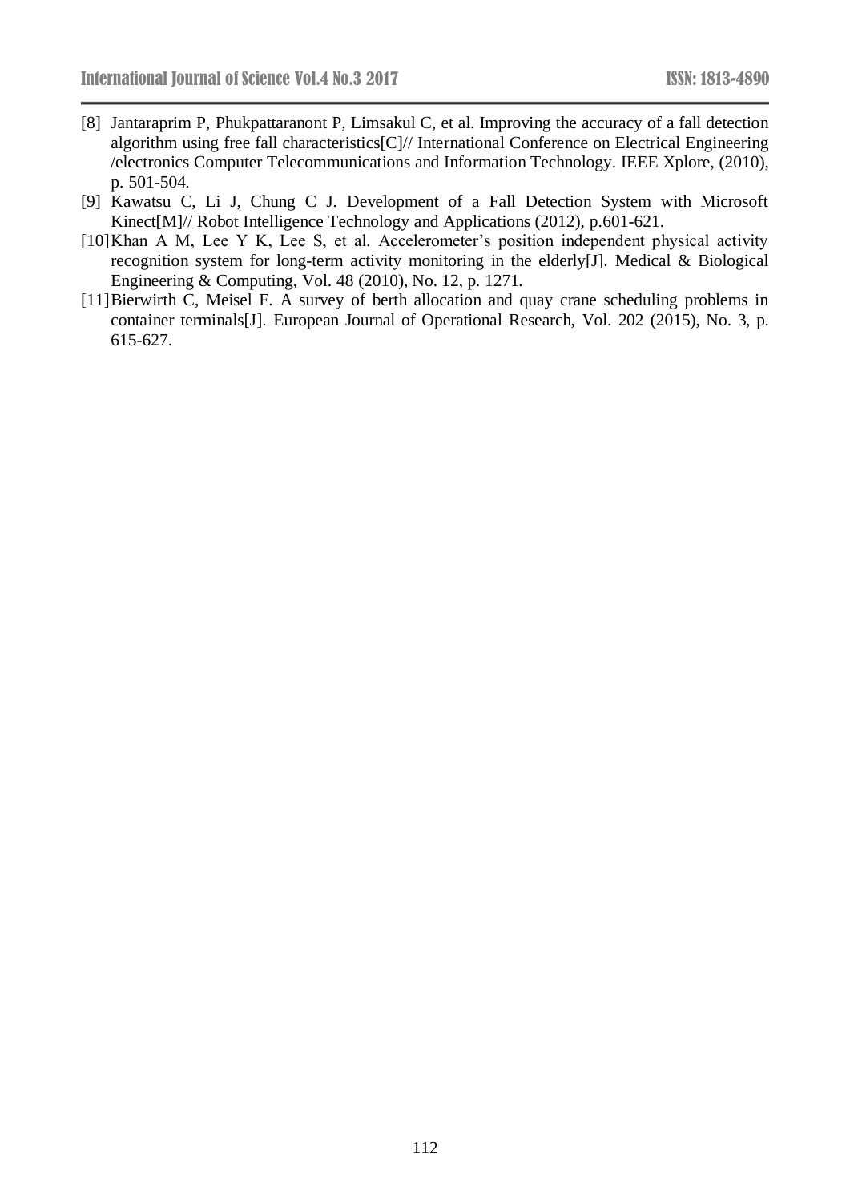[8] Jantaraprim P, Phukpattaranont P, Limsakul C, et al. Improving the accuracy of a fall detection algorithm using free fall characteristics[C]// International Conference on Electrical Engineering /electronics Computer Telecommunications and Information Technology. IEEE Xplore, (2010), p. 501-504.

[9] Kawatsu C, Li J, Chung C J. Development of a Fall Detection System with Microsoft Kinect[M]// Robot Intelligence Technology and Applications (2012), p.601-621.

[10] Khan A M, Lee Y K, Lee S, et al. Accelerometer's position independent physical activity recognition system for long-term activity monitoring in the elderly[J]. Medical & Biological Engineering & Computing, Vol. 48 (2010), No. 12, p. 1271.

[11] Bierwirth C, Meisel F. A survey of berth allocation and quay crane scheduling problems in container terminals[J]. European Journal of Operational Research, Vol. 202 (2015), No. 3, p. 615-627.